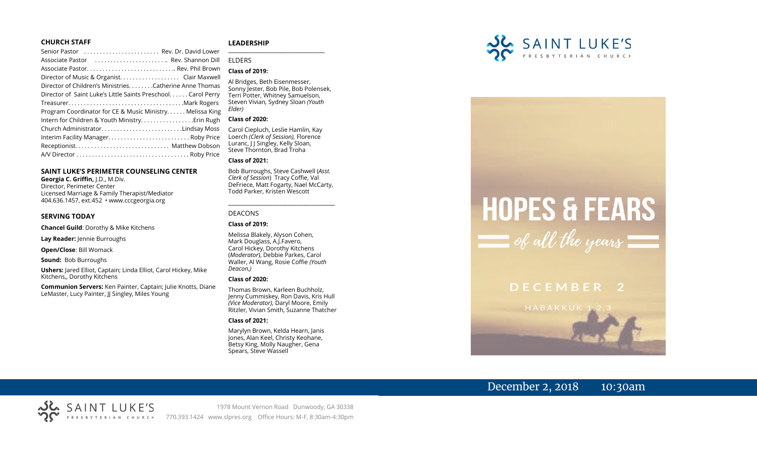## CHURCH STAFF

Senior Pastor ........................ Rev. Dr. David Lower
Associate Pastor ........................ Rev. Shannon Dill
Associate Pastor............................. Rev. Phil Brown
Director of Music & Organist.................. Clair Maxwell
Director of Children's Ministries........Catherine Anne Thomas
Director of Saint Luke's Little Saints Preschool...... Carol Perry
Treasurer.......................................Mark Rogers
Program Coordinator for CE & Music Ministry...... Melissa King
Intern for Children & Youth Ministry.................Erin Rugh
Church Administrator..........................Lindsay Moss
Interim Facility Manager.......................... Roby Price
Receptionist.............................. Matthew Dobson
A/V Director .................................... Roby Price

## SAINT LUKE'S PERIMETER COUNSELING CENTER

**Georgia C. Griffin,** J.D., M.Div.
Director, Perimeter Center
Licensed Marriage & Family Therapist/Mediator
404.636.1457, ext.452 • www.cccgeorgia.org

## SERVING TODAY

**Chancel Guild**: Dorothy & Mike Kitchens

**Lay Reader:** Jennie Burroughs

**Open/Close**: Bill Womack

**Sound:** Bob Burroughs

**Ushers:** Jared Elliot, Captain; Linda Elliot, Carol Hickey, Mike Kitchens,, Dorothy Kitchens

**Communion Servers:** Ken Painter, Captain; Julie Knotts, Diane LeMaster, Lucy Painter, JJ Singley, Miles Young

## LEADERSHIP

ELDERS

**Class of 2019:**

Al Bridges, Beth Eisenmesser, Sonny Jester, Bob Pile, Bob Polensek, Terri Potter, Whitney Samuelson, Steven Vivian*,* Sydney Sloan *(Youth Elder)*

**Class of 2020:**

Carol Ciepluch, Leslie Hamlin, Kay Loerch *(Clerk of Session),* Florence Luranc, J J Singley, Kelly Sloan, Steve Thornton, Brad Troha

**Class of 2021:**

Bob Burroughs, Steve Cashwell (*Asst. Clerk of Session*) Tracy Coffie, Val DeFriece, Matt Fogarty, Nael McCarty, Todd Parker, Kristen Wescott

DEACONS

**Class of 2019:**

Melissa Blakely, Alyson Cohen, Mark Douglass, A.J.Favero, Carol Hickey, Dorothy Kitchens (*Moderator*), Debbie Parkes, Carol Waller, Al Wang, Rosie Coffie *(Youth Deacon,)*

**Class of 2020:**

Thomas Brown, Karleen Buchholz, Jenny Cummiskey, Ron Davis, Kris Hull *(Vice Moderator),* Daryl Moore, Emily Ritzler, Vivian Smith, Suzanne Thatcher

**Class of 2021:**

Marylyn Brown, Kelda Hearn, Janis Jones, Alan Keel, Christy Keohane, Betsy King, Molly Naugher, Gena Spears, Steve Wassell

SAINT LUKE'S PRESBYTERIAN CHURCH

# HOPES & FEARS

## of all the years

DECEMBER 2

HABAKKUK 1,2,3

December 2, 2018 10:30am

SAINT LUKE'S PRESBYTERIAN CHURCH

1978 Mount Vernon Road Dunwoody, GA 30338
770.393.1424 www.slpres.org Office Hours: M-F, 8:30am-4:30pm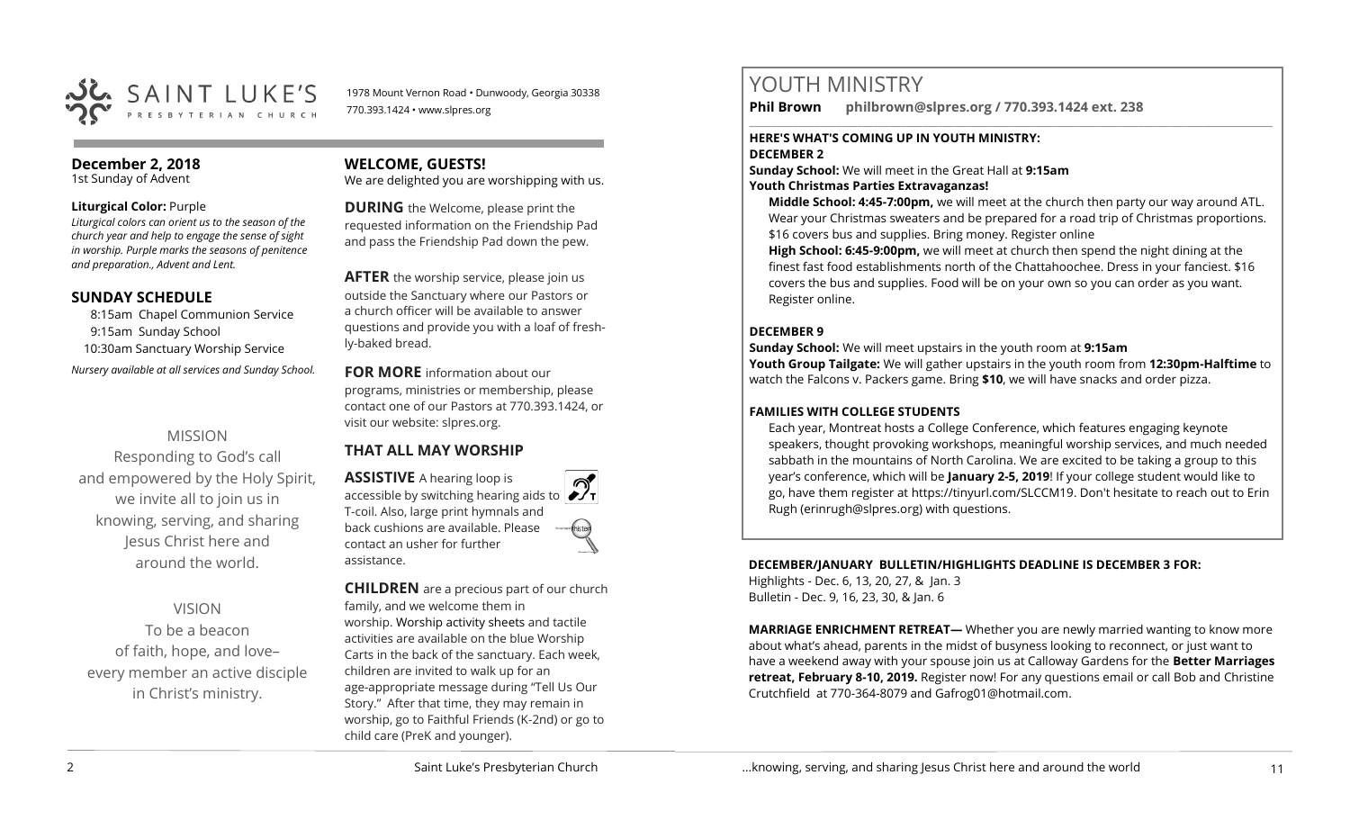# SAINT LUKE'S PRESBYTERIAN CHURCH

1978 Mount Vernon Road • Dunwoody, Georgia 30338
770.393.1424 • www.slpres.org

**December 2, 2018**
1st Sunday of Advent

**Liturgical Color:** Purple
*Liturgical colors can orient us to the season of the church year and help to engage the sense of sight in worship. Purple marks the seasons of penitence and preparation., Advent and Lent.*

## SUNDAY SCHEDULE

8:15am Chapel Communion Service
9:15am Sunday School
10:30am Sanctuary Worship Service

*Nursery available at all services and Sunday School.*

MISSION

Responding to God's call and empowered by the Holy Spirit, we invite all to join us in knowing, serving, and sharing Jesus Christ here and around the world.

VISION

To be a beacon of faith, hope, and love– every member an active disciple in Christ's ministry.

## WELCOME, GUESTS!

We are delighted you are worshipping with us.

**DURING** the Welcome, please print the requested information on the Friendship Pad and pass the Friendship Pad down the pew.

**AFTER** the worship service, please join us outside the Sanctuary where our Pastors or a church officer will be available to answer questions and provide you with a loaf of freshly-baked bread.

**FOR MORE** information about our programs, ministries or membership, please contact one of our Pastors at 770.393.1424, or visit our website: slpres.org.

## THAT ALL MAY WORSHIP

**ASSISTIVE** A hearing loop is accessible by switching hearing aids to T-coil. Also, large print hymnals and back cushions are available. Please contact an usher for further assistance.

**CHILDREN** are a precious part of our church family, and we welcome them in worship. Worship activity sheets and tactile activities are available on the blue Worship Carts in the back of the sanctuary. Each week, children are invited to walk up for an age-appropriate message during "Tell Us Our Story." After that time, they may remain in worship, go to Faithful Friends (K-2nd) or go to child care (PreK and younger).

# YOUTH MINISTRY

**Phil Brown** **philbrown@slpres.org / 770.393.1424 ext. 238**

**HERE'S WHAT'S COMING UP IN YOUTH MINISTRY:**

**DECEMBER 2**

**Sunday School:** We will meet in the Great Hall at **9:15am**

**Youth Christmas Parties Extravaganzas!**

**Middle School: 4:45-7:00pm,** we will meet at the church then party our way around ATL. Wear your Christmas sweaters and be prepared for a road trip of Christmas proportions. $16 covers bus and supplies. Bring money. Register online

**High School: 6:45-9:00pm,** we will meet at church then spend the night dining at the finest fast food establishments north of the Chattahoochee. Dress in your fanciest. $16 covers the bus and supplies. Food will be on your own so you can order as you want. Register online.

**DECEMBER 9**

**Sunday School:** We will meet upstairs in the youth room at **9:15am**

**Youth Group Tailgate:** We will gather upstairs in the youth room from **12:30pm-Halftime** to watch the Falcons v. Packers game. Bring **$10**, we will have snacks and order pizza.

**FAMILIES WITH COLLEGE STUDENTS**

Each year, Montreat hosts a College Conference, which features engaging keynote speakers, thought provoking workshops, meaningful worship services, and much needed sabbath in the mountains of North Carolina. We are excited to be taking a group to this year's conference, which will be **January 2-5, 2019**! If your college student would like to go, have them register at https://tinyurl.com/SLCCM19. Don't hesitate to reach out to Erin Rugh (erinrugh@slpres.org) with questions.

**DECEMBER/JANUARY BULLETIN/HIGHLIGHTS DEADLINE IS DECEMBER 3 FOR:**

Highlights - Dec. 6, 13, 20, 27, & Jan. 3
Bulletin - Dec. 9, 16, 23, 30, & Jan. 6

**MARRIAGE ENRICHMENT RETREAT—** Whether you are newly married wanting to know more about what's ahead, parents in the midst of busyness looking to reconnect, or just want to have a weekend away with your spouse join us at Calloway Gardens for the **Better Marriages retreat, February 8-10, 2019.** Register now! For any questions email or call Bob and Christine Crutchfield at 770-364-8079 and Gafrog01@hotmail.com.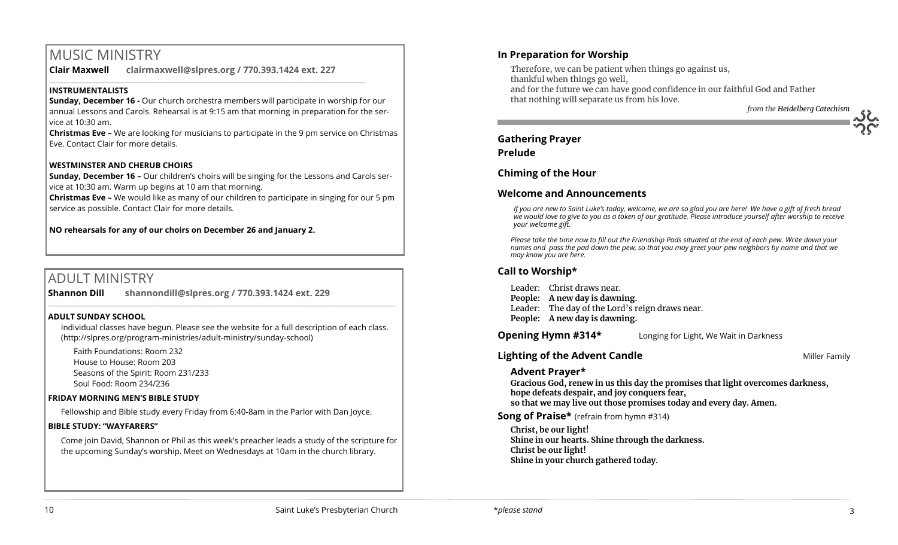# MUSIC MINISTRY

**Clair Maxwell** **clairmaxwell@slpres.org / 770.393.1424 ext. 227**

### INSTRUMENTALISTS

**Sunday, December 16 -** Our church orchestra members will participate in worship for our annual Lessons and Carols. Rehearsal is at 9:15 am that morning in preparation for the service at 10:30 am.

**Christmas Eve –** We are looking for musicians to participate in the 9 pm service on Christmas Eve. Contact Clair for more details.

### WESTMINSTER AND CHERUB CHOIRS

**Sunday, December 16 –** Our children's choirs will be singing for the Lessons and Carols service at 10:30 am. Warm up begins at 10 am that morning.

**Christmas Eve –** We would like as many of our children to participate in singing for our 5 pm service as possible. Contact Clair for more details.

**NO rehearsals for any of our choirs on December 26 and January 2.**

# ADULT MINISTRY

**Shannon Dill** **shannondill@slpres.org / 770.393.1424 ext. 229**

### ADULT SUNDAY SCHOOL

Individual classes have begun. Please see the website for a full description of each class. (http://slpres.org/program-ministries/adult-ministry/sunday-school)

Faith Foundations: Room 232
House to House: Room 203
Seasons of the Spirit: Room 231/233
Soul Food: Room 234/236

### FRIDAY MORNING MEN'S BIBLE STUDY

Fellowship and Bible study every Friday from 6:40-8am in the Parlor with Dan Joyce.

### BIBLE STUDY: "WAYFARERS"

Come join David, Shannon or Phil as this week's preacher leads a study of the scripture for the upcoming Sunday's worship. Meet on Wednesdays at 10am in the church library.

## In Preparation for Worship

Therefore, we can be patient when things go against us,
thankful when things go well,
and for the future we can have good confidence in our faithful God and Father
that nothing will separate us from his love.

*from the **Heidelberg Catechism***

## Gathering Prayer

## Prelude

## Chiming of the Hour

## Welcome and Announcements

*If you are new to Saint Luke's today, welcome, we are so glad you are here! We have a gift of fresh bread we would love to give to you as a token of our gratitude. Please introduce yourself after worship to receive your welcome gift.*

*Please take the time now to fill out the Friendship Pads situated at the end of each pew. Write down your names and pass the pad down the pew, so that you may greet your pew neighbors by name and that we may know you are here.*

## Call to Worship*

Leader: Christ draws near.
**People: A new day is dawning.**
Leader: The day of the Lord's reign draws near.
**People: A new day is dawning.**

**Opening Hymn #314*** Longing for Light, We Wait in Darkness

**Lighting of the Advent Candle** Miller Family

### Advent Prayer*

**Gracious God, renew in us this day the promises that light overcomes darkness, hope defeats despair, and joy conquers fear, so that we may live out those promises today and every day. Amen.**

**Song of Praise*** (refrain from hymn #314)

**Christ, be our light!**
**Shine in our hearts. Shine through the darkness.**
**Christ be our light!**
**Shine in your church gathered today.**

*please stand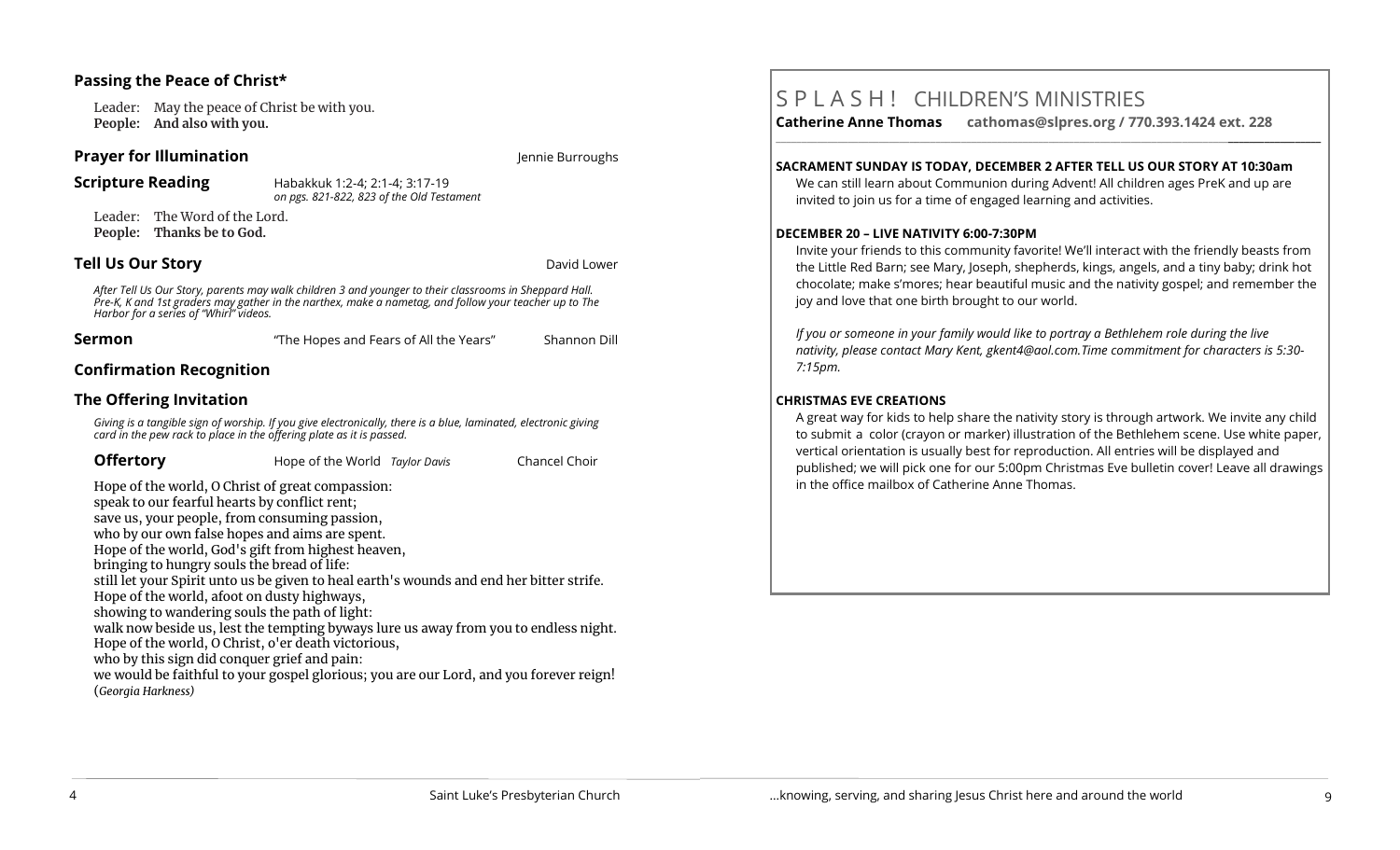## Passing the Peace of Christ*

Leader: May the peace of Christ be with you.
**People: And also with you.**

## Prayer for Illumination — Jennie Burroughs

## Scripture Reading — Habakkuk 1:2-4; 2:1-4; 3:17-19

*on pgs. 821-822, 823 of the Old Testament*

Leader: The Word of the Lord.
**People: Thanks be to God.**

## Tell Us Our Story — David Lower

*After Tell Us Our Story, parents may walk children 3 and younger to their classrooms in Sheppard Hall. Pre-K, K and 1st graders may gather in the narthex, make a nametag, and follow your teacher up to The Harbor for a series of "Whirl" videos.*

## Sermon — "The Hopes and Fears of All the Years" — Shannon Dill

## Confirmation Recognition

## The Offering Invitation

*Giving is a tangible sign of worship. If you give electronically, there is a blue, laminated, electronic giving card in the pew rack to place in the offering plate as it is passed.*

**Offertory** — Hope of the World *Taylor Davis* — Chancel Choir

Hope of the world, O Christ of great compassion:
speak to our fearful hearts by conflict rent;
save us, your people, from consuming passion,
who by our own false hopes and aims are spent.
Hope of the world, God's gift from highest heaven,
bringing to hungry souls the bread of life:
still let your Spirit unto us be given to heal earth's wounds and end her bitter strife.
Hope of the world, afoot on dusty highways,
showing to wandering souls the path of light:
walk now beside us, lest the tempting byways lure us away from you to endless night.
Hope of the world, O Christ, o'er death victorious,
who by this sign did conquer grief and pain:
we would be faithful to your gospel glorious; you are our Lord, and you forever reign!
(*Georgia Harkness*)

# S P L A S H ! CHILDREN'S MINISTRIES

**Catherine Anne Thomas cathomas@slpres.org / 770.393.1424 ext. 228**

**SACRAMENT SUNDAY IS TODAY, DECEMBER 2 AFTER TELL US OUR STORY AT 10:30am**

We can still learn about Communion during Advent! All children ages PreK and up are invited to join us for a time of engaged learning and activities.

**DECEMBER 20 – LIVE NATIVITY 6:00-7:30PM**

Invite your friends to this community favorite! We'll interact with the friendly beasts from the Little Red Barn; see Mary, Joseph, shepherds, kings, angels, and a tiny baby; drink hot chocolate; make s'mores; hear beautiful music and the nativity gospel; and remember the joy and love that one birth brought to our world.

*If you or someone in your family would like to portray a Bethlehem role during the live nativity, please contact Mary Kent, gkent4@aol.com.Time commitment for characters is 5:30-7:15pm.*

**CHRISTMAS EVE CREATIONS**

A great way for kids to help share the nativity story is through artwork. We invite any child to submit a color (crayon or marker) illustration of the Bethlehem scene. Use white paper, vertical orientation is usually best for reproduction. All entries will be displayed and published; we will pick one for our 5:00pm Christmas Eve bulletin cover! Leave all drawings in the office mailbox of Catherine Anne Thomas.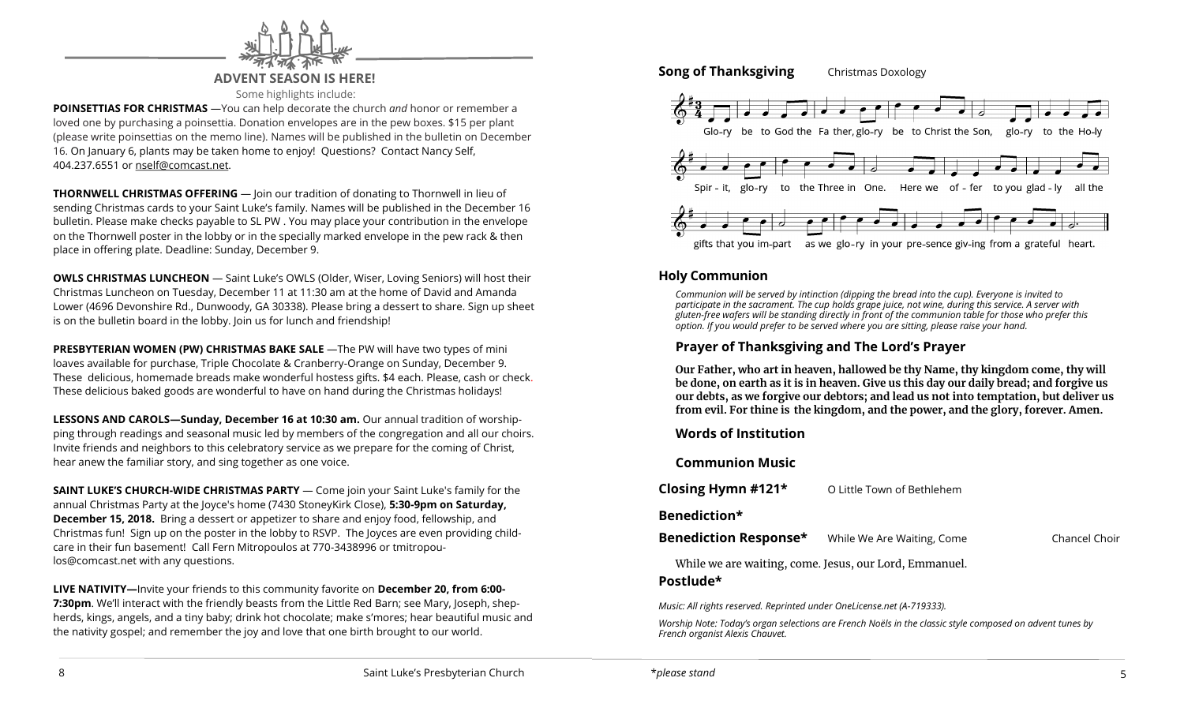## ADVENT SEASON IS HERE!

Some highlights include:

**POINSETTIAS FOR CHRISTMAS** —You can help decorate the church *and* honor or remember a loved one by purchasing a poinsettia. Donation envelopes are in the pew boxes. $15 per plant (please write poinsettias on the memo line). Names will be published in the bulletin on December 16. On January 6, plants may be taken home to enjoy! Questions? Contact Nancy Self, 404.237.6551 or nself@comcast.net.

**THORNWELL CHRISTMAS OFFERING** — Join our tradition of donating to Thornwell in lieu of sending Christmas cards to your Saint Luke's family. Names will be published in the December 16 bulletin. Please make checks payable to SL PW . You may place your contribution in the envelope on the Thornwell poster in the lobby or in the specially marked envelope in the pew rack & then place in offering plate. Deadline: Sunday, December 9.

**OWLS CHRISTMAS LUNCHEON** — Saint Luke's OWLS (Older, Wiser, Loving Seniors) will host their Christmas Luncheon on Tuesday, December 11 at 11:30 am at the home of David and Amanda Lower (4696 Devonshire Rd., Dunwoody, GA 30338). Please bring a dessert to share. Sign up sheet is on the bulletin board in the lobby. Join us for lunch and friendship!

**PRESBYTERIAN WOMEN (PW) CHRISTMAS BAKE SALE** —The PW will have two types of mini loaves available for purchase, Triple Chocolate & Cranberry-Orange on Sunday, December 9. These delicious, homemade breads make wonderful hostess gifts. $4 each. Please, cash or check. These delicious baked goods are wonderful to have on hand during the Christmas holidays!

**LESSONS AND CAROLS—Sunday, December 16 at 10:30 am.** Our annual tradition of worshipping through readings and seasonal music led by members of the congregation and all our choirs. Invite friends and neighbors to this celebratory service as we prepare for the coming of Christ, hear anew the familiar story, and sing together as one voice.

**SAINT LUKE'S CHURCH-WIDE CHRISTMAS PARTY** — Come join your Saint Luke's family for the annual Christmas Party at the Joyce's home (7430 StoneyKirk Close), **5:30-9pm on Saturday, December 15, 2018.** Bring a dessert or appetizer to share and enjoy food, fellowship, and Christmas fun! Sign up on the poster in the lobby to RSVP. The Joyces are even providing childcare in their fun basement! Call Fern Mitropoulos at 770-3438996 or tmitropoulos@comcast.net with any questions.

**LIVE NATIVITY—**Invite your friends to this community favorite on **December 20, from 6:00-7:30pm**. We'll interact with the friendly beasts from the Little Red Barn; see Mary, Joseph, shepherds, kings, angels, and a tiny baby; drink hot chocolate; make s'mores; hear beautiful music and the nativity gospel; and remember the joy and love that one birth brought to our world.

**Song of Thanksgiving** Christmas Doxology

Glory be to God the Father, glory be to Christ the Son, glory to the Holy Spirit, glory to the Three in One. Here we offer to you gladly all the gifts that you impart as we glory in your presence giving from a grateful heart.

### Holy Communion

*Communion will be served by intinction (dipping the bread into the cup). Everyone is invited to participate in the sacrament. The cup holds grape juice, not wine, during this service. A server with gluten-free wafers will be standing directly in front of the communion table for those who prefer this option. If you would prefer to be served where you are sitting, please raise your hand.*

**Prayer of Thanksgiving and The Lord's Prayer**

**Our Father, who art in heaven, hallowed be thy Name, thy kingdom come, thy will be done, on earth as it is in heaven. Give us this day our daily bread; and forgive us our debts, as we forgive our debtors; and lead us not into temptation, but deliver us from evil. For thine is the kingdom, and the power, and the glory, forever. Amen.**

**Words of Institution**

**Communion Music**

**Closing Hymn #121*** O Little Town of Bethlehem

**Benediction***

**Benediction Response*** While We Are Waiting, Come Chancel Choir

While we are waiting, come. Jesus, our Lord, Emmanuel.

**Postlude***

*Music: All rights reserved. Reprinted under OneLicense.net (A-719333).*

*Worship Note: Today's organ selections are French Noëls in the classic style composed on advent tunes by French organist Alexis Chauvet.*

**please stand*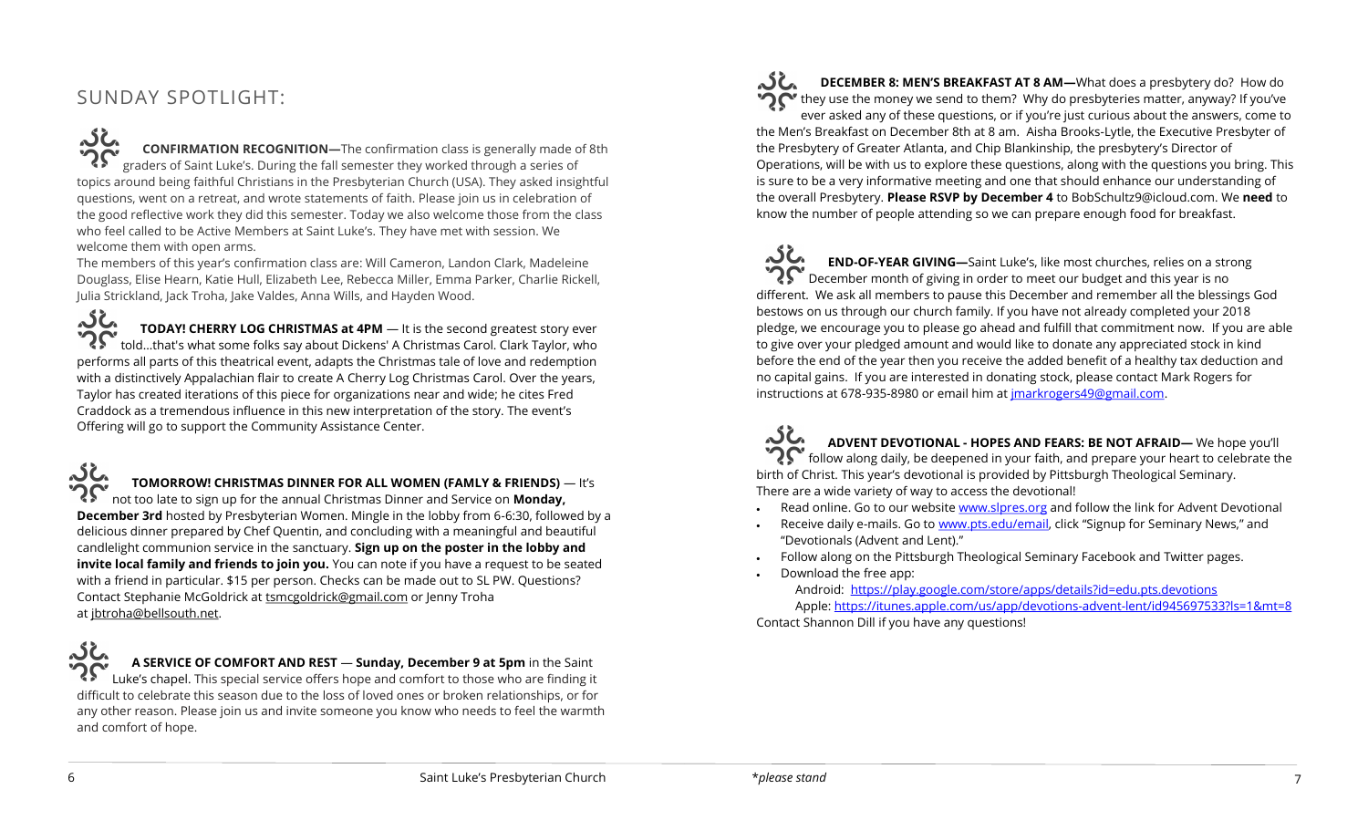## SUNDAY SPOTLIGHT:

**CONFIRMATION RECOGNITION—**The confirmation class is generally made of 8th graders of Saint Luke's. During the fall semester they worked through a series of topics around being faithful Christians in the Presbyterian Church (USA). They asked insightful questions, went on a retreat, and wrote statements of faith. Please join us in celebration of the good reflective work they did this semester. Today we also welcome those from the class who feel called to be Active Members at Saint Luke's. They have met with session. We welcome them with open arms.

The members of this year's confirmation class are: Will Cameron, Landon Clark, Madeleine Douglass, Elise Hearn, Katie Hull, Elizabeth Lee, Rebecca Miller, Emma Parker, Charlie Rickell, Julia Strickland, Jack Troha, Jake Valdes, Anna Wills, and Hayden Wood.

**TODAY! CHERRY LOG CHRISTMAS at 4PM** — It is the second greatest story ever told...that's what some folks say about Dickens' A Christmas Carol. Clark Taylor, who performs all parts of this theatrical event, adapts the Christmas tale of love and redemption with a distinctively Appalachian flair to create A Cherry Log Christmas Carol. Over the years, Taylor has created iterations of this piece for organizations near and wide; he cites Fred Craddock as a tremendous influence in this new interpretation of the story. The event's Offering will go to support the Community Assistance Center.

**TOMORROW! CHRISTMAS DINNER FOR ALL WOMEN (FAMLY & FRIENDS)** — It's not too late to sign up for the annual Christmas Dinner and Service on **Monday, December 3rd** hosted by Presbyterian Women. Mingle in the lobby from 6-6:30, followed by a delicious dinner prepared by Chef Quentin, and concluding with a meaningful and beautiful candlelight communion service in the sanctuary. **Sign up on the poster in the lobby and invite local family and friends to join you.** You can note if you have a request to be seated with a friend in particular. $15 per person. Checks can be made out to SL PW. Questions? Contact Stephanie McGoldrick at tsmcgoldrick@gmail.com or Jenny Troha at jbtroha@bellsouth.net.

**A SERVICE OF COMFORT AND REST** — **Sunday, December 9 at 5pm** in the Saint Luke's chapel. This special service offers hope and comfort to those who are finding it difficult to celebrate this season due to the loss of loved ones or broken relationships, or for any other reason. Please join us and invite someone you know who needs to feel the warmth and comfort of hope.

**DECEMBER 8: MEN'S BREAKFAST AT 8 AM—**What does a presbytery do? How do they use the money we send to them? Why do presbyteries matter, anyway? If you've ever asked any of these questions, or if you're just curious about the answers, come to the Men's Breakfast on December 8th at 8 am. Aisha Brooks-Lytle, the Executive Presbyter of the Presbytery of Greater Atlanta, and Chip Blankinship, the presbytery's Director of Operations, will be with us to explore these questions, along with the questions you bring. This is sure to be a very informative meeting and one that should enhance our understanding of the overall Presbytery. **Please RSVP by December 4** to BobSchultz9@icloud.com. We **need** to know the number of people attending so we can prepare enough food for breakfast.

**END-OF-YEAR GIVING—**Saint Luke's, like most churches, relies on a strong December month of giving in order to meet our budget and this year is no different. We ask all members to pause this December and remember all the blessings God bestows on us through our church family. If you have not already completed your 2018 pledge, we encourage you to please go ahead and fulfill that commitment now. If you are able to give over your pledged amount and would like to donate any appreciated stock in kind before the end of the year then you receive the added benefit of a healthy tax deduction and no capital gains. If you are interested in donating stock, please contact Mark Rogers for instructions at 678-935-8980 or email him at jmarkrogers49@gmail.com.

**ADVENT DEVOTIONAL - HOPES AND FEARS: BE NOT AFRAID—** We hope you'll follow along daily, be deepened in your faith, and prepare your heart to celebrate the birth of Christ. This year's devotional is provided by Pittsburgh Theological Seminary. There are a wide variety of way to access the devotional!

- Read online. Go to our website www.slpres.org and follow the link for Advent Devotional
- Receive daily e-mails. Go to www.pts.edu/email, click "Signup for Seminary News," and "Devotionals (Advent and Lent)."
- Follow along on the Pittsburgh Theological Seminary Facebook and Twitter pages.
- Download the free app:
  Android: https://play.google.com/store/apps/details?id=edu.pts.devotions
  Apple: https://itunes.apple.com/us/app/devotions-advent-lent/id945697533?ls=1&mt=8

Contact Shannon Dill if you have any questions!

*\*please stand*